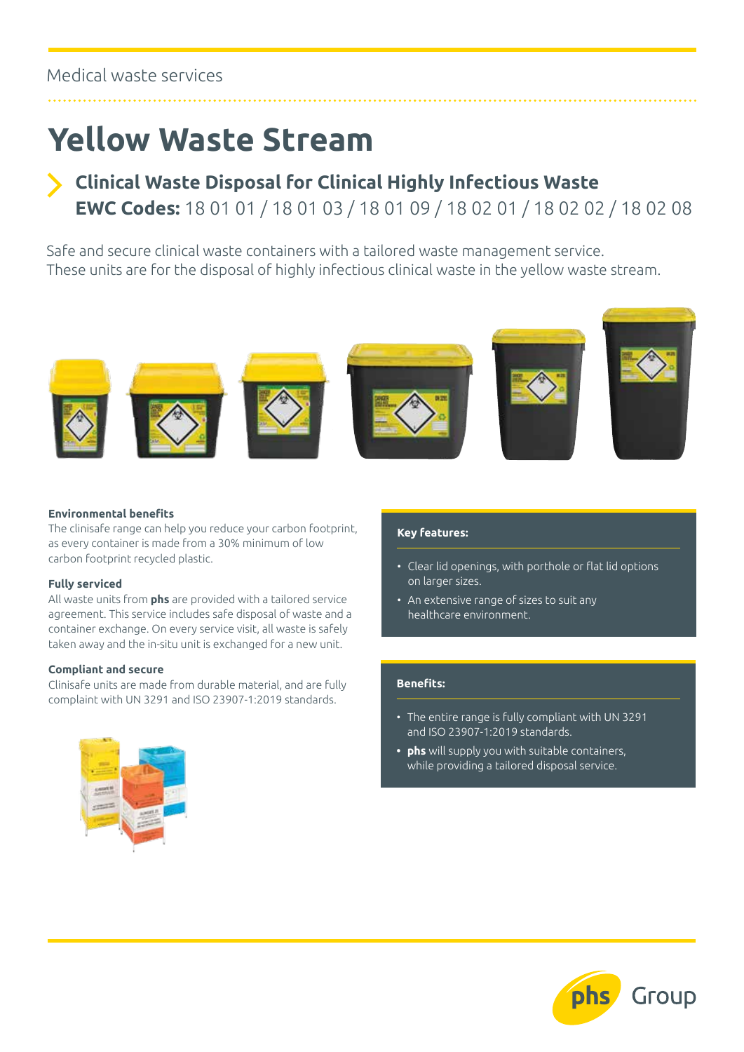Medical waste services

# Yellow Waste Stream

## Clinical Waste Disposal for Clinical Highly Infectious Waste

**EWC Codes:** 18 01 01 / 18 01 03 / 18 01 09 / 18 02 01 / 18 02 02 / 18 02 08

Safe and secure clinical waste containers with a tailored waste management service.
These units are for the disposal of highly infectious clinical waste in the yellow waste stream.

**Environmental benefits**
The clinisafe range can help you reduce your carbon footprint, as every container is made from a 30% minimum of low carbon footprint recycled plastic.

**Fully serviced**
All waste units from **phs** are provided with a tailored service agreement. This service includes safe disposal of waste and a container exchange. On every service visit, all waste is safely taken away and the in-situ unit is exchanged for a new unit.

**Compliant and secure**
Clinisafe units are made from durable material, and are fully complaint with UN 3291 and ISO 23907-1:2019 standards.

**Key features:**

- Clear lid openings, with porthole or flat lid options on larger sizes.
- An extensive range of sizes to suit any healthcare environment.

**Benefits:**

- The entire range is fully compliant with UN 3291 and ISO 23907-1:2019 standards.
- **phs** will supply you with suitable containers, while providing a tailored disposal service.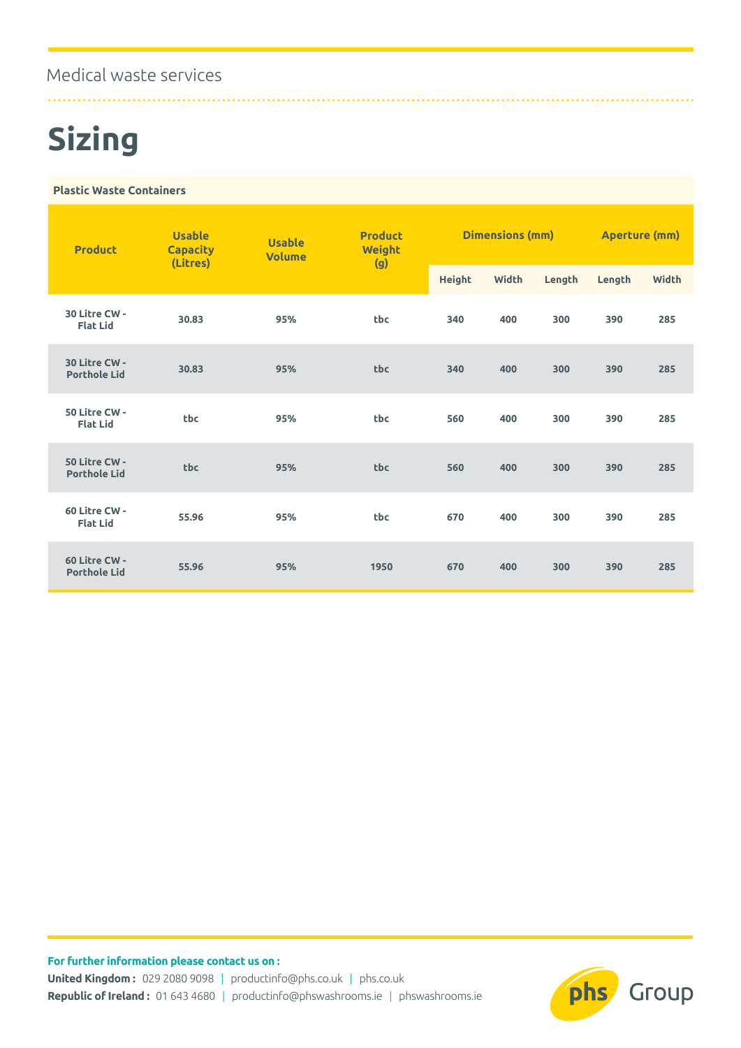Medical waste services

# Sizing

**Plastic Waste Containers**

| Product | Usable Capacity (Litres) | Usable Volume | Product Weight (g) | Dimensions (mm) | | | Aperture (mm) | |
|---|---|---|---|---|---|---|---|---|
| | | | | Height | Width | Length | Length | Width |
| 30 Litre CW - Flat Lid | 30.83 | 95% | tbc | 340 | 400 | 300 | 390 | 285 |
| 30 Litre CW - Porthole Lid | 30.83 | 95% | tbc | 340 | 400 | 300 | 390 | 285 |
| 50 Litre CW - Flat Lid | tbc | 95% | tbc | 560 | 400 | 300 | 390 | 285 |
| 50 Litre CW - Porthole Lid | tbc | 95% | tbc | 560 | 400 | 300 | 390 | 285 |
| 60 Litre CW - Flat Lid | 55.96 | 95% | tbc | 670 | 400 | 300 | 390 | 285 |
| 60 Litre CW - Porthole Lid | 55.96 | 95% | 1950 | 670 | 400 | 300 | 390 | 285 |

**For further information please contact us on :**

**United Kingdom :** 029 2080 9098 | productinfo@phs.co.uk | phs.co.uk

**Republic of Ireland :** 01 643 4680 | productinfo@phswashrooms.ie | phswashrooms.ie

phs Group